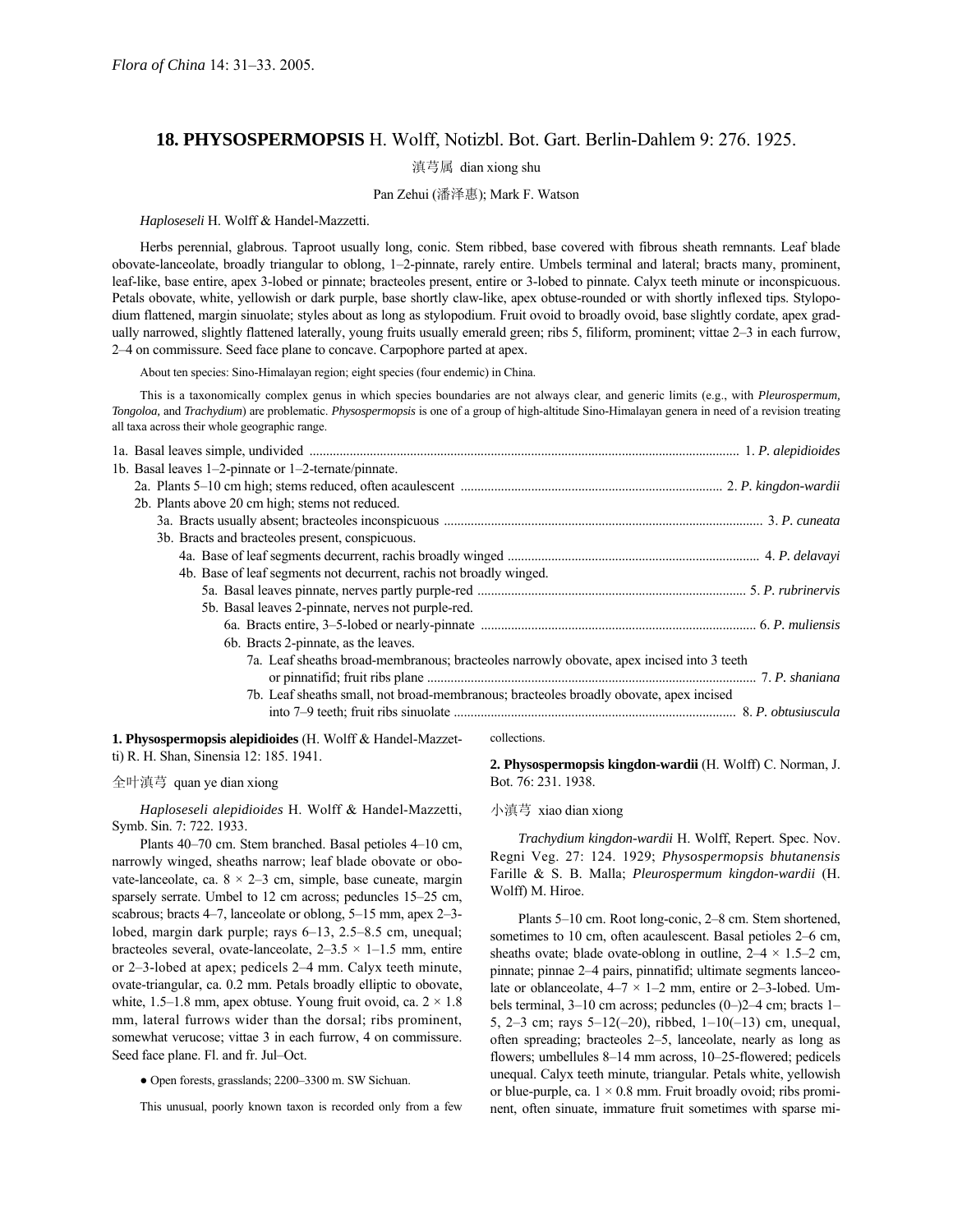*Flora of China* 14: 31–33. 2005.

## 18. PHYSOSPERMOPSIS H. Wolff, Notizbl. Bot. Gart. Berlin-Dahlem 9: 276. 1925.

滇芎属 dian xiong shu

Pan Zehui (潘泽惠); Mark F. Watson

*Haploseseli* H. Wolff & Handel-Mazzetti.

Herbs perennial, glabrous. Taproot usually long, conic. Stem ribbed, base covered with fibrous sheath remnants. Leaf blade obovate-lanceolate, broadly triangular to oblong, 1–2-pinnate, rarely entire. Umbels terminal and lateral; bracts many, prominent, leaf-like, base entire, apex 3-lobed or pinnate; bracteoles present, entire or 3-lobed to pinnate. Calyx teeth minute or inconspicuous. Petals obovate, white, yellowish or dark purple, base shortly claw-like, apex obtuse-rounded or with shortly inflexed tips. Stylopodium flattened, margin sinuolate; styles about as long as stylopodium. Fruit ovoid to broadly ovoid, base slightly cordate, apex gradually narrowed, slightly flattened laterally, young fruits usually emerald green; ribs 5, filiform, prominent; vittae 2–3 in each furrow, 2–4 on commissure. Seed face plane to concave. Carpophore parted at apex.

About ten species: Sino-Himalayan region; eight species (four endemic) in China.

This is a taxonomically complex genus in which species boundaries are not always clear, and generic limits (e.g., with *Pleurospermum, Tongoloa,* and *Trachydium*) are problematic. *Physospermopsis* is one of a group of high-altitude Sino-Himalayan genera in need of a revision treating all taxa across their whole geographic range.

1a. Basal leaves simple, undivided .......... 1. *P. alepidioides*
1b. Basal leaves 1–2-pinnate or 1–2-ternate/pinnate.
  2a. Plants 5–10 cm high; stems reduced, often acaulescent .......... 2. *P. kingdon-wardii*
  2b. Plants above 20 cm high; stems not reduced.
    3a. Bracts usually absent; bracteoles inconspicuous .......... 3. *P. cuneata*
    3b. Bracts and bracteoles present, conspicuous.
      4a. Base of leaf segments decurrent, rachis broadly winged .......... 4. *P. delavayi*
      4b. Base of leaf segments not decurrent, rachis not broadly winged.
        5a. Basal leaves pinnate, nerves partly purple-red .......... 5. *P. rubrinervis*
        5b. Basal leaves 2-pinnate, nerves not purple-red.
          6a. Bracts entire, 3–5-lobed or nearly-pinnate .......... 6. *P. muliensis*
          6b. Bracts 2-pinnate, as the leaves.
            7a. Leaf sheaths broad-membranous; bracteoles narrowly obovate, apex incised into 3 teeth or pinnatifid; fruit ribs plane .......... 7. *P. shaniana*
            7b. Leaf sheaths small, not broad-membranous; bracteoles broadly obovate, apex incised into 7–9 teeth; fruit ribs sinuolate .......... 8. *P. obtusiuscula*

**1. Physospermopsis alepidioides** (H. Wolff & Handel-Mazzetti) R. H. Shan, Sinensia 12: 185. 1941.

全叶滇芎 quan ye dian xiong

*Haploseseli alepidioides* H. Wolff & Handel-Mazzetti, Symb. Sin. 7: 722. 1933.

Plants 40–70 cm. Stem branched. Basal petioles 4–10 cm, narrowly winged, sheaths narrow; leaf blade obovate or obovate-lanceolate, ca. 8 × 2–3 cm, simple, base cuneate, margin sparsely serrate. Umbel to 12 cm across; peduncles 15–25 cm, scabrous; bracts 4–7, lanceolate or oblong, 5–15 mm, apex 2–3-lobed, margin dark purple; rays 6–13, 2.5–8.5 cm, unequal; bracteoles several, ovate-lanceolate, 2–3.5 × 1–1.5 mm, entire or 2–3-lobed at apex; pedicels 2–4 mm. Calyx teeth minute, ovate-triangular, ca. 0.2 mm. Petals broadly elliptic to obovate, white, 1.5–1.8 mm, apex obtuse. Young fruit ovoid, ca. 2 × 1.8 mm, lateral furrows wider than the dorsal; ribs prominent, somewhat verucose; vittae 3 in each furrow, 4 on commissure. Seed face plane. Fl. and fr. Jul–Oct.

● Open forests, grasslands; 2200–3300 m. SW Sichuan.

This unusual, poorly known taxon is recorded only from a few collections.

**2. Physospermopsis kingdon-wardii** (H. Wolff) C. Norman, J. Bot. 76: 231. 1938.

小滇芎 xiao dian xiong

*Trachydium kingdon-wardii* H. Wolff, Repert. Spec. Nov. Regni Veg. 27: 124. 1929; *Physospermopsis bhutanensis* Farille & S. B. Malla; *Pleurospermum kingdon-wardii* (H. Wolff) M. Hiroe.

Plants 5–10 cm. Root long-conic, 2–8 cm. Stem shortened, sometimes to 10 cm, often acaulescent. Basal petioles 2–6 cm, sheaths ovate; blade ovate-oblong in outline, 2–4 × 1.5–2 cm, pinnate; pinnae 2–4 pairs, pinnatifid; ultimate segments lanceolate or oblanceolate, 4–7 × 1–2 mm, entire or 2–3-lobed. Umbels terminal, 3–10 cm across; peduncles (0–)2–4 cm; bracts 1–5, 2–3 cm; rays 5–12(–20), ribbed, 1–10(–13) cm, unequal, often spreading; bracteoles 2–5, lanceolate, nearly as long as flowers; umbellules 8–14 mm across, 10–25-flowered; pedicels unequal. Calyx teeth minute, triangular. Petals white, yellowish or blue-purple, ca. 1 × 0.8 mm. Fruit broadly ovoid; ribs prominent, often sinuate, immature fruit sometimes with sparse mi-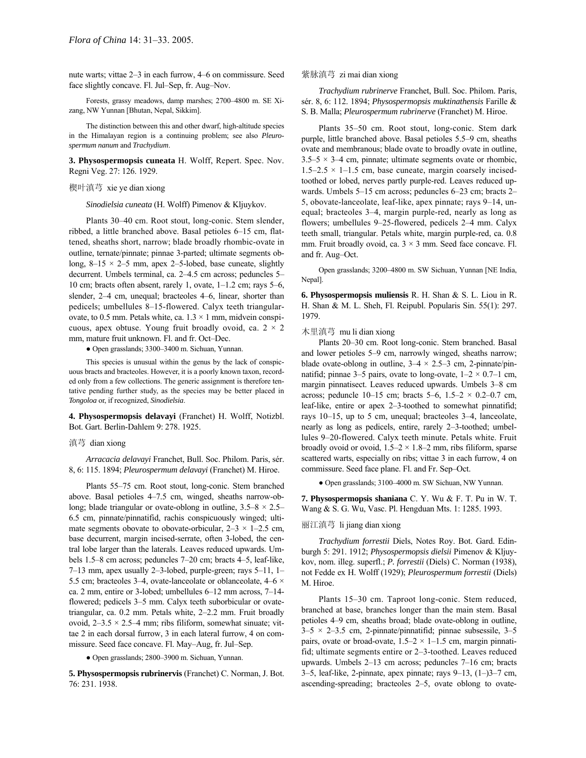nute warts; vittae 2–3 in each furrow, 4–6 on commissure. Seed face slightly concave. Fl. Jul–Sep, fr. Aug–Nov.

Forests, grassy meadows, damp marshes; 2700–4800 m. SE Xizang, NW Yunnan [Bhutan, Nepal, Sikkim].

The distinction between this and other dwarf, high-altitude species in the Himalayan region is a continuing problem; see also *Pleurospermum nanum* and *Trachydium*.

**3. Physospermopsis cuneata** H. Wolff, Repert. Spec. Nov. Regni Veg. 27: 126. 1929.

楔叶滇芎 xie ye dian xiong

*Sinodielsia cuneata* (H. Wolff) Pimenov & Kljuykov.

Plants 30–40 cm. Root stout, long-conic. Stem slender, ribbed, a little branched above. Basal petioles 6–15 cm, flattened, sheaths short, narrow; blade broadly rhombic-ovate in outline, ternate/pinnate; pinnae 3-parted; ultimate segments oblong, 8–15 × 2–5 mm, apex 2–5-lobed, base cuneate, slightly decurrent. Umbels terminal, ca. 2–4.5 cm across; peduncles 5–10 cm; bracts often absent, rarely 1, ovate, 1–1.2 cm; rays 5–6, slender, 2–4 cm, unequal; bracteoles 4–6, linear, shorter than pedicels; umbellules 8–15-flowered. Calyx teeth triangular-ovate, to 0.5 mm. Petals white, ca. 1.3 × 1 mm, midvein conspicuous, apex obtuse. Young fruit broadly ovoid, ca. 2 × 2 mm, mature fruit unknown. Fl. and fr. Oct–Dec.

● Open grasslands; 3300–3400 m. Sichuan, Yunnan.

This species is unusual within the genus by the lack of conspicuous bracts and bracteoles. However, it is a poorly known taxon, recorded only from a few collections. The generic assignment is therefore tentative pending further study, as the species may be better placed in *Tongoloa* or, if recognized, *Sinodielsia*.

**4. Physospermopsis delavayi** (Franchet) H. Wolff, Notizbl. Bot. Gart. Berlin-Dahlem 9: 278. 1925.

滇芎 dian xiong

*Arracacia delavayi* Franchet, Bull. Soc. Philom. Paris, sér. 8, 6: 115. 1894; *Pleurospermum delavayi* (Franchet) M. Hiroe.

Plants 55–75 cm. Root stout, long-conic. Stem branched above. Basal petioles 4–7.5 cm, winged, sheaths narrow-oblong; blade triangular or ovate-oblong in outline, 3.5–8 × 2.5–6.5 cm, pinnate/pinnatifid, rachis conspicuously winged; ultimate segments obovate to obovate-orbicular, 2–3 × 1–2.5 cm, base decurrent, margin incised-serrate, often 3-lobed, the central lobe larger than the laterals. Leaves reduced upwards. Umbels 1.5–8 cm across; peduncles 7–20 cm; bracts 4–5, leaf-like, 7–13 mm, apex usually 2–3-lobed, purple-green; rays 5–11, 1–5.5 cm; bracteoles 3–4, ovate-lanceolate or oblanceolate, 4–6 × ca. 2 mm, entire or 3-lobed; umbellules 6–12 mm across, 7–14-flowered; pedicels 3–5 mm. Calyx teeth suborbicular or ovate-triangular, ca. 0.2 mm. Petals white, 2–2.2 mm. Fruit broadly ovoid, 2–3.5 × 2.5–4 mm; ribs filiform, somewhat sinuate; vittae 2 in each dorsal furrow, 3 in each lateral furrow, 4 on commissure. Seed face concave. Fl. May–Aug, fr. Jul–Sep.

● Open grasslands; 2800–3900 m. Sichuan, Yunnan.

**5. Physospermopsis rubrinervis** (Franchet) C. Norman, J. Bot. 76: 231. 1938.

紫脉滇芎 zi mai dian xiong

*Trachydium rubrinerve* Franchet, Bull. Soc. Philom. Paris, sér. 8, 6: 112. 1894; *Physospermopsis muktinathensis* Farille & S. B. Malla; *Pleurospermum rubrinerve* (Franchet) M. Hiroe.

Plants 35–50 cm. Root stout, long-conic. Stem dark purple, little branched above. Basal petioles 5.5–9 cm, sheaths ovate and membranous; blade ovate to broadly ovate in outline, 3.5–5 × 3–4 cm, pinnate; ultimate segments ovate or rhombic, 1.5–2.5 × 1–1.5 cm, base cuneate, margin coarsely incised-toothed or lobed, nerves partly purple-red. Leaves reduced upwards. Umbels 5–15 cm across; peduncles 6–23 cm; bracts 2–5, obovate-lanceolate, leaf-like, apex pinnate; rays 9–14, unequal; bracteoles 3–4, margin purple-red, nearly as long as flowers; umbellules 9–25-flowered, pedicels 2–4 mm. Calyx teeth small, triangular. Petals white, margin purple-red, ca. 0.8 mm. Fruit broadly ovoid, ca. 3 × 3 mm. Seed face concave. Fl. and fr. Aug–Oct.

Open grasslands; 3200–4800 m. SW Sichuan, Yunnan [NE India, Nepal].

**6. Physospermopsis muliensis** R. H. Shan & S. L. Liou in R. H. Shan & M. L. Sheh, Fl. Reipubl. Popularis Sin. 55(1): 297. 1979.

木里滇芎 mu li dian xiong

Plants 20–30 cm. Root long-conic. Stem branched. Basal and lower petioles 5–9 cm, narrowly winged, sheaths narrow; blade ovate-oblong in outline, 3–4 × 2.5–3 cm, 2-pinnate/pinnatifid; pinnae 3–5 pairs, ovate to long-ovate, 1–2 × 0.7–1 cm, margin pinnatisect. Leaves reduced upwards. Umbels 3–8 cm across; peduncle 10–15 cm; bracts 5–6, 1.5–2 × 0.2–0.7 cm, leaf-like, entire or apex 2–3-toothed to somewhat pinnatifid; rays 10–15, up to 5 cm, unequal; bracteoles 3–4, lanceolate, nearly as long as pedicels, entire, rarely 2–3-toothed; umbellules 9–20-flowered. Calyx teeth minute. Petals white. Fruit broadly ovoid or ovoid, 1.5–2 × 1.8–2 mm, ribs filiform, sparse scattered warts, especially on ribs; vittae 3 in each furrow, 4 on commissure. Seed face plane. Fl. and fr. Sep–Oct.

● Open grasslands; 3100–4000 m. SW Sichuan, NW Yunnan.

**7. Physospermopsis shaniana** C. Y. Wu & F. T. Pu in W. T. Wang & S. G. Wu, Vasc. Pl. Hengduan Mts. 1: 1285. 1993.

丽江滇芎 li jiang dian xiong

*Trachydium forrestii* Diels, Notes Roy. Bot. Gard. Edinburgh 5: 291. 1912; *Physospermopsis dielsii* Pimenov & Kljuykov, nom. illeg. superfl.; *P. forrestii* (Diels) C. Norman (1938), not Fedde ex H. Wolff (1929); *Pleurospermum forrestii* (Diels) M. Hiroe.

Plants 15–30 cm. Taproot long-conic. Stem reduced, branched at base, branches longer than the main stem. Basal petioles 4–9 cm, sheaths broad; blade ovate-oblong in outline, 3–5 × 2–3.5 cm, 2-pinnate/pinnatifid; pinnae subsessile, 3–5 pairs, ovate or broad-ovate, 1.5–2 × 1–1.5 cm, margin pinnatifid; ultimate segments entire or 2–3-toothed. Leaves reduced upwards. Umbels 2–13 cm across; peduncles 7–16 cm; bracts 3–5, leaf-like, 2-pinnate, apex pinnate; rays 9–13, (1–)3–7 cm, ascending-spreading; bracteoles 2–5, ovate oblong to ovate-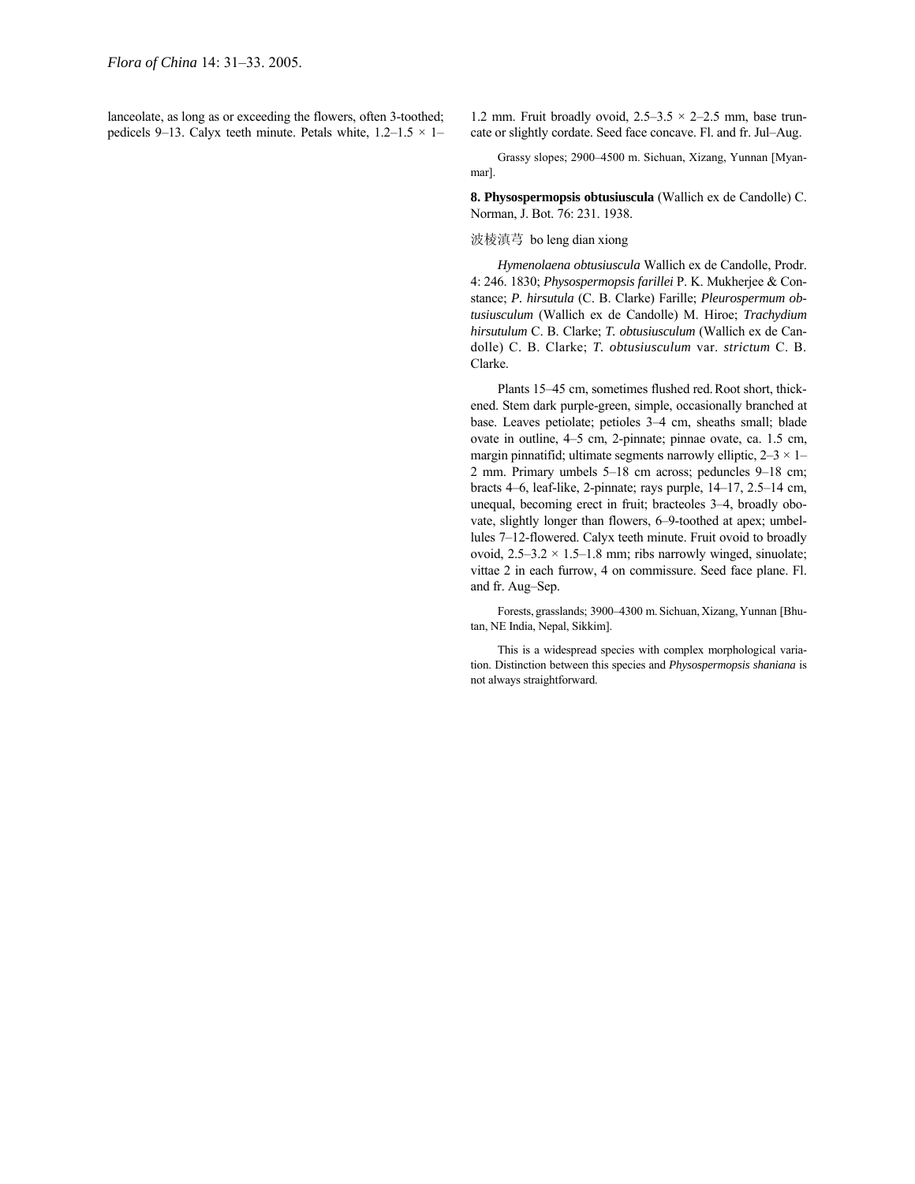lanceolate, as long as or exceeding the flowers, often 3-toothed; pedicels 9–13. Calyx teeth minute. Petals white, 1.2–1.5 × 1–1.2 mm. Fruit broadly ovoid, 2.5–3.5 × 2–2.5 mm, base truncate or slightly cordate. Seed face concave. Fl. and fr. Jul–Aug.

Grassy slopes; 2900–4500 m. Sichuan, Xizang, Yunnan [Myanmar].

**8. Physospermopsis obtusiuscula** (Wallich ex de Candolle) C. Norman, J. Bot. 76: 231. 1938.

波棱滇芎 bo leng dian xiong

*Hymenolaena obtusiuscula* Wallich ex de Candolle, Prodr. 4: 246. 1830; *Physospermopsis farillei* P. K. Mukherjee & Constance; *P. hirsutula* (C. B. Clarke) Farille; *Pleurospermum obtusiusculum* (Wallich ex de Candolle) M. Hiroe; *Trachydium hirsutulum* C. B. Clarke; *T. obtusiusculum* (Wallich ex de Candolle) C. B. Clarke; *T. obtusiusculum* var. *strictum* C. B. Clarke.

Plants 15–45 cm, sometimes flushed red. Root short, thickened. Stem dark purple-green, simple, occasionally branched at base. Leaves petiolate; petioles 3–4 cm, sheaths small; blade ovate in outline, 4–5 cm, 2-pinnate; pinnae ovate, ca. 1.5 cm, margin pinnatifid; ultimate segments narrowly elliptic, 2–3 × 1–2 mm. Primary umbels 5–18 cm across; peduncles 9–18 cm; bracts 4–6, leaf-like, 2-pinnate; rays purple, 14–17, 2.5–14 cm, unequal, becoming erect in fruit; bracteoles 3–4, broadly obovate, slightly longer than flowers, 6–9-toothed at apex; umbellules 7–12-flowered. Calyx teeth minute. Fruit ovoid to broadly ovoid, 2.5–3.2 × 1.5–1.8 mm; ribs narrowly winged, sinuolate; vittae 2 in each furrow, 4 on commissure. Seed face plane. Fl. and fr. Aug–Sep.

Forests, grasslands; 3900–4300 m. Sichuan, Xizang, Yunnan [Bhutan, NE India, Nepal, Sikkim].

This is a widespread species with complex morphological variation. Distinction between this species and *Physospermopsis shaniana* is not always straightforward.